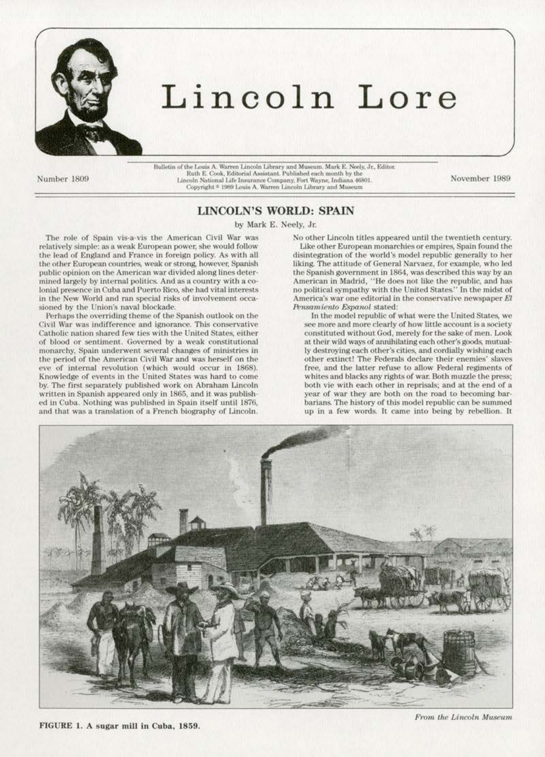# Lincoln Lore

Bulletin of the Louis A. Warren Lincoln Library and Museum. Mark E. Neely, Jr., Editor. Ruth E. Cook, Editorial Assistant. Published each month by the Lincoln National Life Insurance Company, Fort Wayne, Indiana 46801. Copyright © 1989 Louis A. Warren Lincoln Library and Museum

Number 1809 — November 1989

## LINCOLN'S WORLD: SPAIN

by Mark E. Neely, Jr.

The role of Spain vis-a-vis the American Civil War was relatively simple: as a weak European power, she would follow the lead of England and France in foreign policy. As with all the other European countries, weak or strong, however, Spanish public opinion on the American war divided along lines determined largely by internal politics. And as a country with a colonial presence in Cuba and Puerto Rico, she had vital interests in the New World and ran special risks of involvement occasioned by the Union's naval blockade.

Perhaps the overriding theme of the Spanish outlook on the Civil War was indifference and ignorance. This conservative Catholic nation shared few ties with the United States, either of blood or sentiment. Governed by a weak constitutional monarchy, Spain underwent several changes of ministries in the period of the American Civil War and was herself on the eve of internal revolution (which would occur in 1868). Knowledge of events in the United States was hard to come by. The first separately published work on Abraham Lincoln written in Spanish appeared only in 1865, and it was published in Cuba. Nothing was published in Spain itself until 1876, and that was a translation of a French biography of Lincoln. No other Lincoln titles appeared until the twentieth century.

Like other European monarchies or empires, Spain found the disintegration of the world's model republic generally to her liking. The attitude of General Narvaez, for example, who led the Spanish government in 1864, was described this way by an American in Madrid, "He does not like the republic, and has no political sympathy with the United States." In the midst of America's war one editorial in the conservative newspaper *El Pensamiento Espanol* stated:

> In the model republic of what were the United States, we see more and more clearly of how little account is a society constituted without God, merely for the sake of men. Look at their wild ways of annihilating each other's goods, mutually destroying each other's cities, and cordially wishing each other extinct! The Federals declare their enemies' slaves free, and the latter refuse to allow Federal regiments of whites and blacks any rights of war. Both muzzle the press; both vie with each other in reprisals; and at the end of a year of war they are both on the road to becoming barbarians. The history of this model republic can be summed up in a few words. It came into being by rebellion. It

FIGURE 1. A sugar mill in Cuba, 1859.

*From the Lincoln Museum*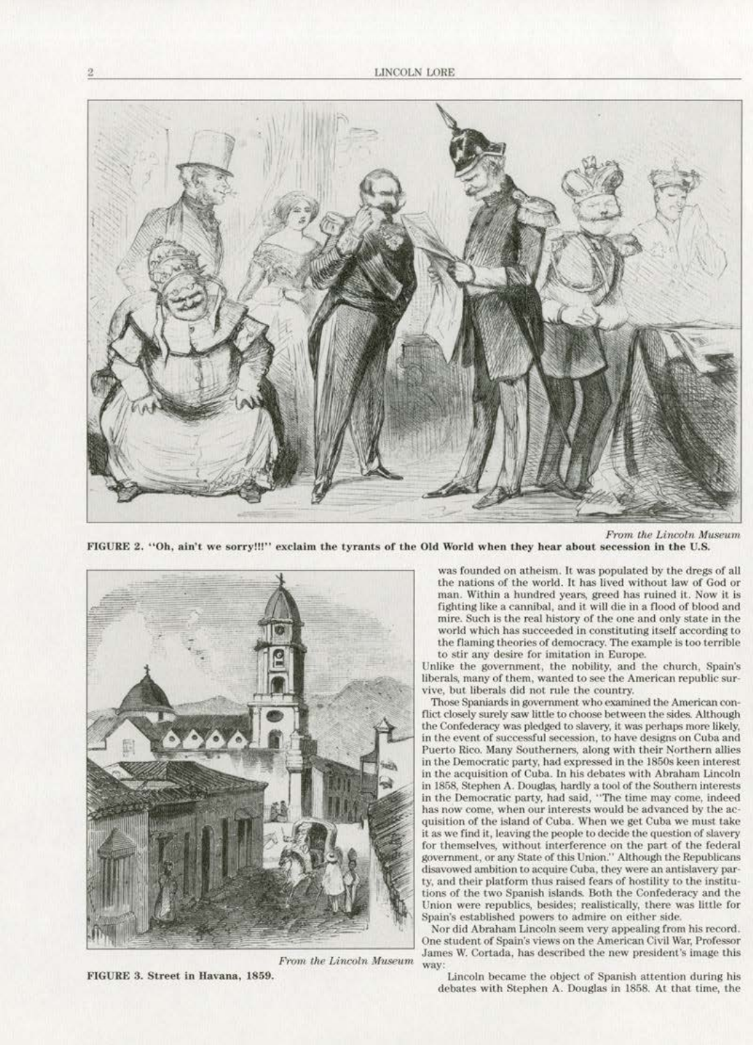*From the Lincoln Museum*

**FIGURE 2. "Oh, ain't we sorry!!!" exclaim the tyrants of the Old World when they hear about secession in the U.S.**

*From the Lincoln Museum*

**FIGURE 3. Street in Havana, 1859.**

was founded on atheism. It was populated by the dregs of all the nations of the world. It has lived without law of God or man. Within a hundred years, greed has ruined it. Now it is fighting like a cannibal, and it will die in a flood of blood and mire. Such is the real history of the one and only state in the world which has succeeded in constituting itself according to the flaming theories of democracy. The example is too terrible to stir any desire for imitation in Europe.

Unlike the government, the nobility, and the church, Spain's liberals, many of them, wanted to see the American republic survive, but liberals did not rule the country.

Those Spaniards in government who examined the American conflict closely surely saw little to choose between the sides. Although the Confederacy was pledged to slavery, it was perhaps more likely, in the event of successful secession, to have designs on Cuba and Puerto Rico. Many Southerners, along with their Northern allies in the Democratic party, had expressed in the 1850s keen interest in the acquisition of Cuba. In his debates with Abraham Lincoln in 1858, Stephen A. Douglas, hardly a tool of the Southern interests in the Democratic party, had said, "The time may come, indeed has now come, when our interests would be advanced by the acquisition of the island of Cuba. When we get Cuba we must take it as we find it, leaving the people to decide the question of slavery for themselves, without interference on the part of the federal government, or any State of this Union." Although the Republicans disavowed ambition to acquire Cuba, they were an antislavery party, and their platform thus raised fears of hostility to the institutions of the two Spanish islands. Both the Confederacy and the Union were republics, besides; realistically, there was little for Spain's established powers to admire on either side.

Nor did Abraham Lincoln seem very appealing from his record. One student of Spain's views on the American Civil War, Professor James W. Cortada, has described the new president's image this way:

Lincoln became the object of Spanish attention during his debates with Stephen A. Douglas in 1858. At that time, the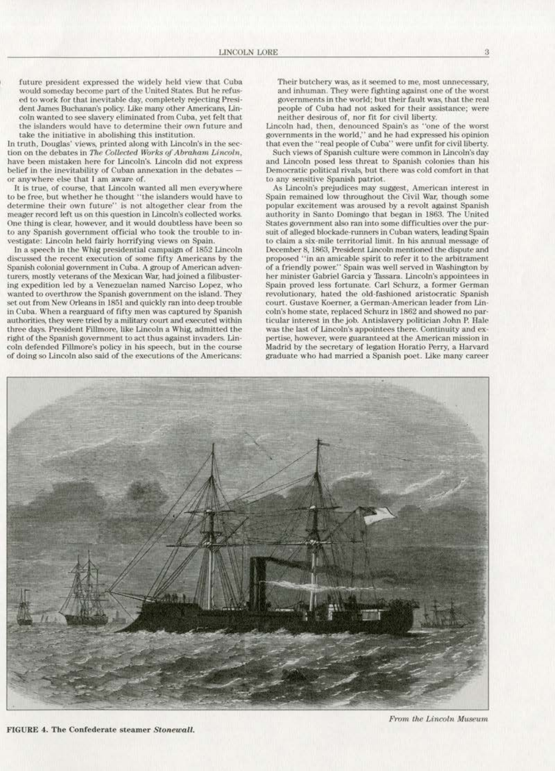future president expressed the widely held view that Cuba would someday become part of the United States. But he refused to work for that inevitable day, completely rejecting President James Buchanan's policy. Like many other Americans, Lincoln wanted to see slavery eliminated from Cuba, yet felt that the islanders would have to determine their own future and take the initiative in abolishing this institution.

In truth, Douglas' views, printed along with Lincoln's in the section on the debates in *The Collected Works of Abraham Lincoln*, have been mistaken here for Lincoln's. Lincoln did not express belief in the inevitability of Cuban annexation in the debates — or anywhere else that I am aware of.

It is true, of course, that Lincoln wanted all men everywhere to be free, but whether he thought "the islanders would have to determine their own future" is not altogether clear from the meager record left us on this question in Lincoln's collected works. One thing is clear, however, and it would doubtless have been so to any Spanish government official who took the trouble to investigate: Lincoln held fairly horrifying views on Spain.

In a speech in the Whig presidential campaign of 1852 Lincoln discussed the recent execution of some fifty Americans by the Spanish colonial government in Cuba. A group of American adventurers, mostly veterans of the Mexican War, had joined a filibustering expedition led by a Venezuelan named Narciso Lopez, who wanted to overthrow the Spanish government on the island. They set out from New Orleans in 1851 and quickly ran into deep trouble in Cuba. When a rearguard of fifty men was captured by Spanish authorities, they were tried by a military court and executed within three days. President Fillmore, like Lincoln a Whig, admitted the right of the Spanish government to act thus against invaders. Lincoln defended Fillmore's policy in his speech, but in the course of doing so Lincoln also said of the executions of the Americans:

> Their butchery was, as it seemed to me, most unnecessary, and inhuman. They were fighting against one of the worst governments in the world; but their fault was, that the real people of Cuba had not asked for their assistance; were neither desirous of, nor fit for civil liberty.

Lincoln had, then, denounced Spain's as "one of the worst governments in the world," and he had expressed his opinion that even the "real people of Cuba" were unfit for civil liberty.

Such views of Spanish culture were common in Lincoln's day and Lincoln posed less threat to Spanish colonies than his Democratic political rivals, but there was cold comfort in that to any sensitive Spanish patriot.

As Lincoln's prejudices may suggest, American interest in Spain remained low throughout the Civil War, though some popular excitement was aroused by a revolt against Spanish authority in Santo Domingo that began in 1863. The United States government also ran into some difficulties over the pursuit of alleged blockade-runners in Cuban waters, leading Spain to claim a six-mile territorial limit. In his annual message of December 8, 1863, President Lincoln mentioned the dispute and proposed "in an amicable spirit to refer it to the arbitrament of a friendly power." Spain was well served in Washington by her minister Gabriel Garcia y Tassara. Lincoln's appointees in Spain proved less fortunate. Carl Schurz, a former German revolutionary, hated the old-fashioned aristocratic Spanish court. Gustave Koerner, a German-American leader from Lincoln's home state, replaced Schurz in 1862 and showed no particular interest in the job. Antislavery politician John P. Hale was the last of Lincoln's appointees there. Continuity and expertise, however, were guaranteed at the American mission in Madrid by the secretary of legation Horatio Perry, a Harvard graduate who had married a Spanish poet. Like many career

*From the Lincoln Museum*

**FIGURE 4. The Confederate steamer *Stonewall*.**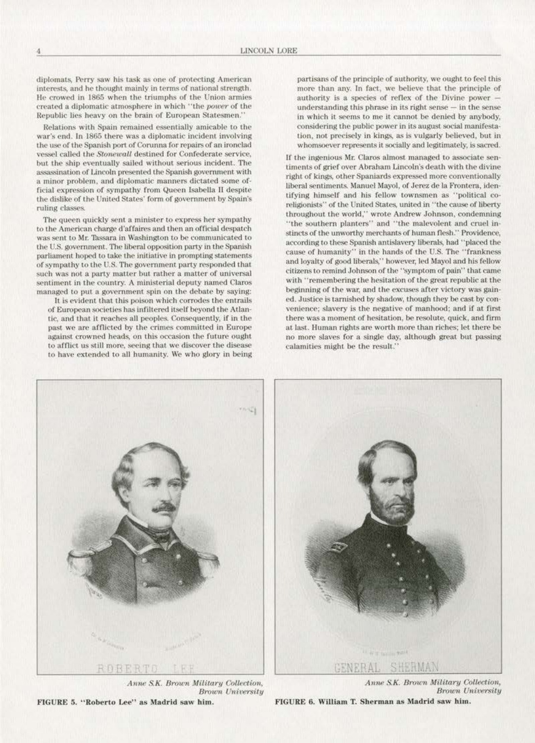diplomats, Perry saw his task as one of protecting American interests, and he thought mainly in terms of national strength. He crowed in 1865 when the triumphs of the Union armies created a diplomatic atmosphere in which "the *power* of the Republic lies heavy on the brain of European Statesmen."

Relations with Spain remained essentially amicable to the war's end. In 1865 there was a diplomatic incident involving the use of the Spanish port of Corunna for repairs of an ironclad vessel called the *Stonewall* destined for Confederate service, but the ship eventually sailed without serious incident. The assassination of Lincoln presented the Spanish government with a minor problem, and diplomatic manners dictated some official expression of sympathy from Queen Isabella II despite the dislike of the United States' form of government by Spain's ruling classes.

The queen quickly sent a minister to express her sympathy to the American charge d'affaires and then an official despatch was sent to Mr. Tassara in Washington to be communicated to the U.S. government. The liberal opposition party in the Spanish parliament hoped to take the initiative in prompting statements of sympathy to the U.S. The government party responded that such was not a party matter but rather a matter of universal sentiment in the country. A ministerial deputy named Claros managed to put a government spin on the debate by saying:

> It is evident that this poison which corrodes the entrails of European societies has infiltered itself beyond the Atlantic, and that it reaches all peoples. Consequently, if in the past we are afflicted by the crimes committed in Europe against crowned heads, on this occasion the future ought to afflict us still more, seeing that we discover the disease to have extended to all humanity. We who glory in being partisans of the principle of authority, we ought to feel this more than any. In fact, we believe that the principle of authority is a species of reflex of the Divine power — understanding this phrase in its right sense — in the sense in which it seems to me it cannot be denied by anybody, considering the public power in its august social manifestation, not precisely in kings, as is vulgarly believed, but in whomsoever represents it socially and legitimately, is sacred.

If the ingenious Mr. Claros almost managed to associate sentiments of grief over Abraham Lincoln's death with the divine right of kings, other Spaniards expressed more conventionally liberal sentiments. Manuel Mayol, of Jerez de la Frontera, identifying himself and his fellow townsmen as "political co-religionists" of the United States, united in "the cause of liberty throughout the world," wrote Andrew Johnson, condemning "the southern planters" and "the malevolent and cruel instincts of the unworthy merchants of human flesh." Providence, according to these Spanish antislavery liberals, had "placed the cause of humanity" in the hands of the U.S. The "frankness and loyalty of good liberals," however, led Mayol and his fellow citizens to remind Johnson of the "symptom of pain" that came with "remembering the hesitation of the great republic at the beginning of the war, and the excuses after victory was gained. Justice is tarnished by shadow, though they be cast by convenience; slavery is the negative of manhood; and if at first there was a moment of hesitation, be resolute, quick, and firm at last. Human rights are worth more than riches; let there be no more slaves for a single day, although great but passing calamities might be the result."

ROBERTO LEE

*Anne S.K. Brown Military Collection, Brown University*

**FIGURE 5. "Roberto Lee" as Madrid saw him.**

GENERAL SHERMAN

*Anne S.K. Brown Military Collection, Brown University*

**FIGURE 6. William T. Sherman as Madrid saw him.**